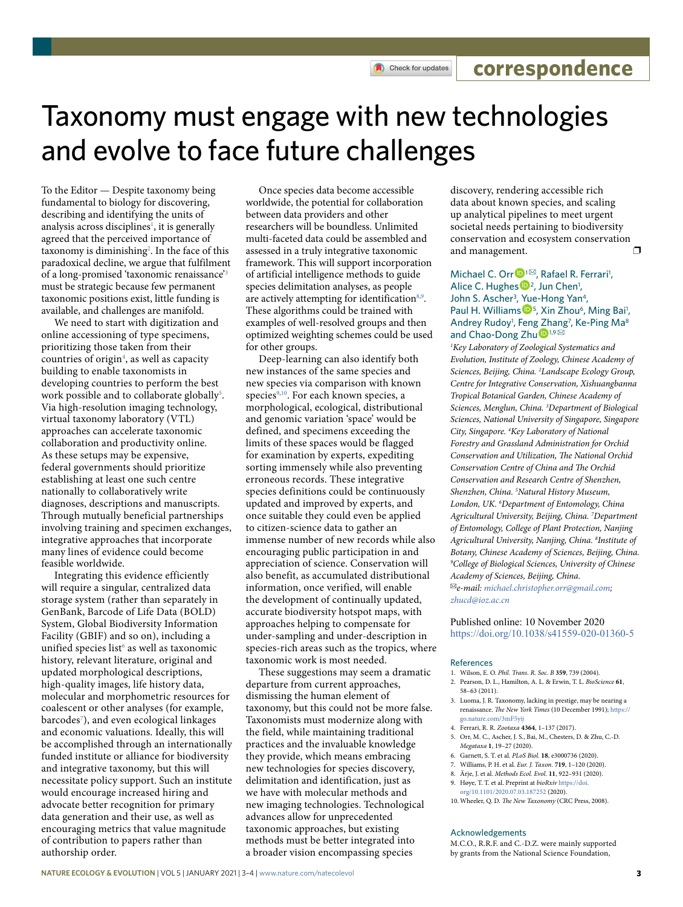correspondence

# Taxonomy must engage with new technologies and evolve to face future challenges

To the Editor — Despite taxonomy being fundamental to biology for discovering, describing and identifying the units of analysis across disciplines[1], it is generally agreed that the perceived importance of taxonomy is diminishing[2]. In the face of this paradoxical decline, we argue that fulfilment of a long-promised 'taxonomic renaissance'[3] must be strategic because few permanent taxonomic positions exist, little funding is available, and challenges are manifold.

We need to start with digitization and online accessioning of type specimens, prioritizing those taken from their countries of origin[4], as well as capacity building to enable taxonomists in developing countries to perform the best work possible and to collaborate globally[5]. Via high-resolution imaging technology, virtual taxonomy laboratory (VTL) approaches can accelerate taxonomic collaboration and productivity online. As these setups may be expensive, federal governments should prioritize establishing at least one such centre nationally to collaboratively write diagnoses, descriptions and manuscripts. Through mutually beneficial partnerships involving training and specimen exchanges, integrative approaches that incorporate many lines of evidence could become feasible worldwide.

Integrating this evidence efficiently will require a singular, centralized data storage system (rather than separately in GenBank, Barcode of Life Data (BOLD) System, Global Biodiversity Information Facility (GBIF) and so on), including a unified species list[6] as well as taxonomic history, relevant literature, original and updated morphological descriptions, high-quality images, life history data, molecular and morphometric resources for coalescent or other analyses (for example, barcodes[7]), and even ecological linkages and economic valuations. Ideally, this will be accomplished through an internationally funded institute or alliance for biodiversity and integrative taxonomy, but this will necessitate policy support. Such an institute would encourage increased hiring and advocate better recognition for primary data generation and their use, as well as encouraging metrics that value magnitude of contribution to papers rather than authorship order.

Once species data become accessible worldwide, the potential for collaboration between data providers and other researchers will be boundless. Unlimited multi-faceted data could be assembled and assessed in a truly integrative taxonomic framework. This will support incorporation of artificial intelligence methods to guide species delimitation analyses, as people are actively attempting for identification[8,9]. These algorithms could be trained with examples of well-resolved groups and then optimized weighting schemes could be used for other groups.

Deep-learning can also identify both new instances of the same species and new species via comparison with known species[9,10]. For each known species, a morphological, ecological, distributional and genomic variation 'space' would be defined, and specimens exceeding the limits of these spaces would be flagged for examination by experts, expediting sorting immensely while also preventing erroneous records. These integrative species definitions could be continuously updated and improved by experts, and once suitable they could even be applied to citizen-science data to gather an immense number of new records while also encouraging public participation in and appreciation of science. Conservation will also benefit, as accumulated distributional information, once verified, will enable the development of continually updated, accurate biodiversity hotspot maps, with approaches helping to compensate for under-sampling and under-description in species-rich areas such as the tropics, where taxonomic work is most needed.

These suggestions may seem a dramatic departure from current approaches, dismissing the human element of taxonomy, but this could not be more false. Taxonomists must modernize along with the field, while maintaining traditional practices and the invaluable knowledge they provide, which means embracing new technologies for species discovery, delimitation and identification, just as we have with molecular methods and new imaging technologies. Technological advances allow for unprecedented taxonomic approaches, but existing methods must be better integrated into a broader vision encompassing species discovery, rendering accessible rich data about known species, and scaling up analytical pipelines to meet urgent societal needs pertaining to biodiversity conservation and ecosystem conservation and management. ❐

Michael C. Orr[1]✉, Rafael R. Ferrari[1], Alice C. Hughes[2], Jun Chen[1], John S. Ascher[3], Yue-Hong Yan[4], Paul H. Williams[5], Xin Zhou[6], Ming Bai[1], Andrey Rudoy[1], Feng Zhang[7], Ke-Ping Ma[8] and Chao-Dong Zhu[1,9]✉

*[1]Key Laboratory of Zoological Systematics and Evolution, Institute of Zoology, Chinese Academy of Sciences, Beijing, China. [2]Landscape Ecology Group, Centre for Integrative Conservation, Xishuangbanna Tropical Botanical Garden, Chinese Academy of Sciences, Menglun, China. [3]Department of Biological Sciences, National University of Singapore, Singapore City, Singapore. [4]Key Laboratory of National Forestry and Grassland Administration for Orchid Conservation and Utilization, The National Orchid Conservation Centre of China and The Orchid Conservation and Research Centre of Shenzhen, Shenzhen, China. [5]Natural History Museum, London, UK. [6]Department of Entomology, China Agricultural University, Beijing, China. [7]Department of Entomology, College of Plant Protection, Nanjing Agricultural University, Nanjing, China. [8]Institute of Botany, Chinese Academy of Sciences, Beijing, China. [9]College of Biological Sciences, University of Chinese Academy of Sciences, Beijing, China.*

✉*e-mail: michael.christopher.orr@gmail.com; zhucd@ioz.ac.cn*

Published online: 10 November 2020
https://doi.org/10.1038/s41559-020-01360-5

## References

1. Wilson, E. O. *Phil. Trans. R. Soc. B* **359**, 739 (2004).
2. Pearson, D. L., Hamilton, A. L. & Erwin, T. L. *BioScience* **61**, 58–63 (2011).
3. Luoma, J. R. Taxonomy, lacking in prestige, may be nearing a renaissance. *The New York Times* (10 December 1991); https://go.nature.com/3mF5yij
4. Ferrari, R. R. *Zootaxa* **4364**, 1–137 (2017).
5. Orr, M. C., Ascher, J. S., Bai, M., Chesters, D. & Zhu, C.-D. *Megataxa* **1**, 19–27 (2020).
6. Garnett, S. T. et al. *PLoS Biol.* **18**, e3000736 (2020).
7. Williams, P. H. et al. *Eur. J. Taxon.* **719**, 1–120 (2020).
8. Ärje, J. et al. *Methods Ecol. Evol.* **11**, 922–931 (2020).
9. Høye, T. T. et al. Preprint at *bioRxiv* https://doi.org/10.1101/2020.07.03.187252 (2020).
10. Wheeler, Q. D. *The New Taxonomy* (CRC Press, 2008).

## Acknowledgements

M.C.O., R.R.F. and C.-D.Z. were mainly supported by grants from the National Science Foundation,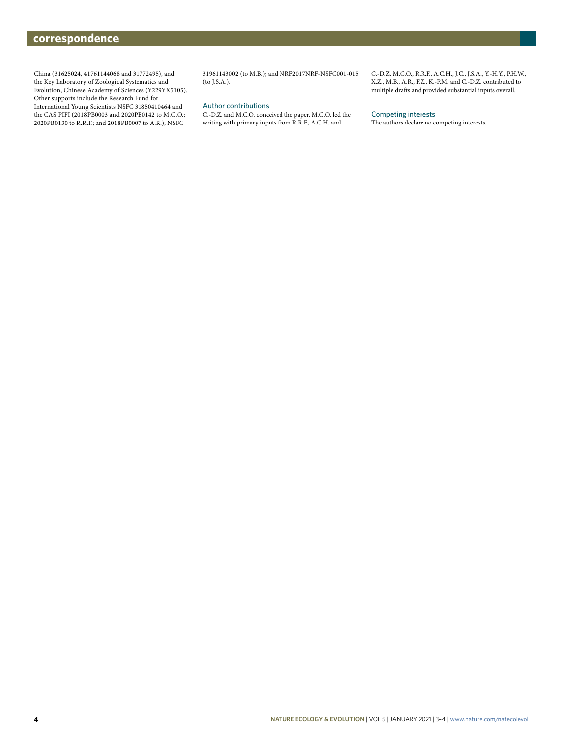China (31625024, 41761144068 and 31772495), and the Key Laboratory of Zoological Systematics and Evolution, Chinese Academy of Sciences (Y229YX5105). Other supports include the Research Fund for International Young Scientists NSFC 31850410464 and the CAS PIFI (2018PB0003 and 2020PB0142 to M.C.O.; 2020PB0130 to R.R.F.; and 2018PB0007 to A.R.); NSFC 31961143002 (to M.B.); and NRF2017NRF-NSFC001-015 (to J.S.A.).

### Author contributions

C.-D.Z. and M.C.O. conceived the paper. M.C.O. led the writing with primary inputs from R.R.F., A.C.H. and C.-D.Z. M.C.O., R.R.F., A.C.H., J.C., J.S.A., Y.-H.Y., P.H.W., X.Z., M.B., A.R., F.Z., K.-P.M. and C.-D.Z. contributed to multiple drafts and provided substantial inputs overall.

### Competing interests

The authors declare no competing interests.